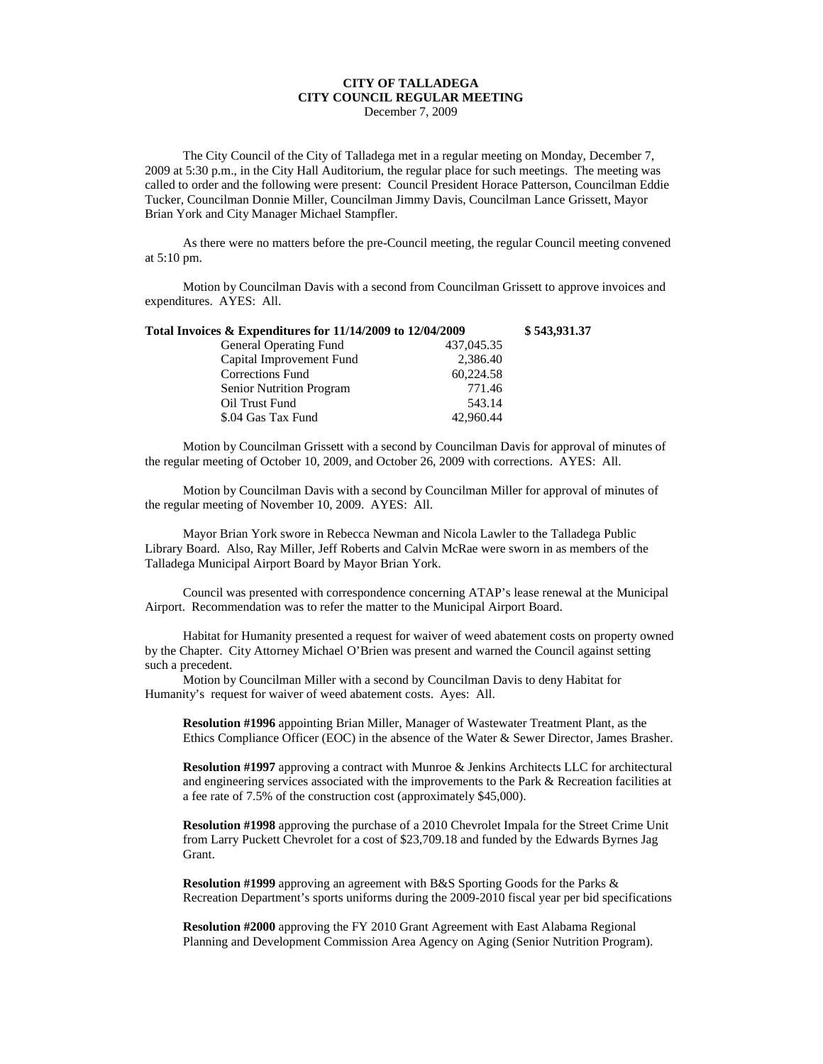# CITY OF TALLADEGA
## CITY COUNCIL REGULAR MEETING
December 7, 2009

The City Council of the City of Talladega met in a regular meeting on Monday, December 7, 2009 at 5:30 p.m., in the City Hall Auditorium, the regular place for such meetings. The meeting was called to order and the following were present: Council President Horace Patterson, Councilman Eddie Tucker, Councilman Donnie Miller, Councilman Jimmy Davis, Councilman Lance Grissett, Mayor Brian York and City Manager Michael Stampfler.

As there were no matters before the pre-Council meeting, the regular Council meeting convened at 5:10 pm.

Motion by Councilman Davis with a second from Councilman Grissett to approve invoices and expenditures. AYES: All.

| **Total Invoices & Expenditures for 11/14/2009 to 12/04/2009** | | **$ 543,931.37** |
|---|---|---|
| General Operating Fund | 437,045.35 | |
| Capital Improvement Fund | 2,386.40 | |
| Corrections Fund | 60,224.58 | |
| Senior Nutrition Program | 771.46 | |
| Oil Trust Fund | 543.14 | |
| $.04 Gas Tax Fund | 42,960.44 | |

Motion by Councilman Grissett with a second by Councilman Davis for approval of minutes of the regular meeting of October 10, 2009, and October 26, 2009 with corrections. AYES: All.

Motion by Councilman Davis with a second by Councilman Miller for approval of minutes of the regular meeting of November 10, 2009. AYES: All.

Mayor Brian York swore in Rebecca Newman and Nicola Lawler to the Talladega Public Library Board. Also, Ray Miller, Jeff Roberts and Calvin McRae were sworn in as members of the Talladega Municipal Airport Board by Mayor Brian York.

Council was presented with correspondence concerning ATAP's lease renewal at the Municipal Airport. Recommendation was to refer the matter to the Municipal Airport Board.

Habitat for Humanity presented a request for waiver of weed abatement costs on property owned by the Chapter. City Attorney Michael O'Brien was present and warned the Council against setting such a precedent.

Motion by Councilman Miller with a second by Councilman Davis to deny Habitat for Humanity's request for waiver of weed abatement costs. Ayes: All.

**Resolution #1996** appointing Brian Miller, Manager of Wastewater Treatment Plant, as the Ethics Compliance Officer (EOC) in the absence of the Water & Sewer Director, James Brasher.

**Resolution #1997** approving a contract with Munroe & Jenkins Architects LLC for architectural and engineering services associated with the improvements to the Park & Recreation facilities at a fee rate of 7.5% of the construction cost (approximately $45,000).

**Resolution #1998** approving the purchase of a 2010 Chevrolet Impala for the Street Crime Unit from Larry Puckett Chevrolet for a cost of $23,709.18 and funded by the Edwards Byrnes Jag Grant.

**Resolution #1999** approving an agreement with B&S Sporting Goods for the Parks & Recreation Department's sports uniforms during the 2009-2010 fiscal year per bid specifications

**Resolution #2000** approving the FY 2010 Grant Agreement with East Alabama Regional Planning and Development Commission Area Agency on Aging (Senior Nutrition Program).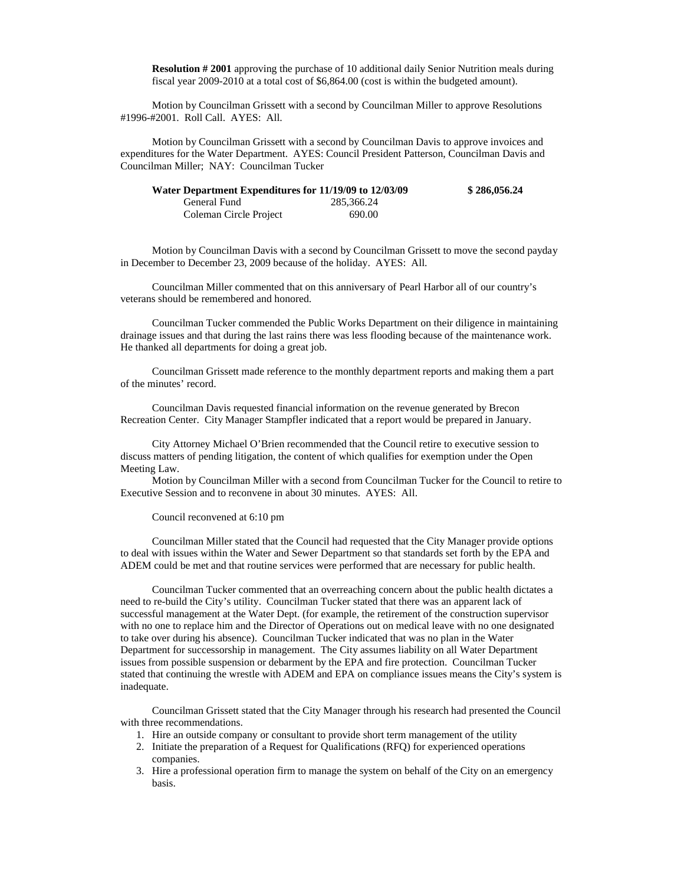**Resolution # 2001** approving the purchase of 10 additional daily Senior Nutrition meals during fiscal year 2009-2010 at a total cost of $6,864.00 (cost is within the budgeted amount).

Motion by Councilman Grissett with a second by Councilman Miller to approve Resolutions #1996-#2001. Roll Call. AYES: All.

Motion by Councilman Grissett with a second by Councilman Davis to approve invoices and expenditures for the Water Department. AYES: Council President Patterson, Councilman Davis and Councilman Miller; NAY: Councilman Tucker

| **Water Department Expenditures for 11/19/09 to 12/03/09** | | **$ 286,056.24** |
|---|---|---|
| General Fund | 285,366.24 | |
| Coleman Circle Project | 690.00 | |

Motion by Councilman Davis with a second by Councilman Grissett to move the second payday in December to December 23, 2009 because of the holiday. AYES: All.

Councilman Miller commented that on this anniversary of Pearl Harbor all of our country's veterans should be remembered and honored.

Councilman Tucker commended the Public Works Department on their diligence in maintaining drainage issues and that during the last rains there was less flooding because of the maintenance work. He thanked all departments for doing a great job.

Councilman Grissett made reference to the monthly department reports and making them a part of the minutes' record.

Councilman Davis requested financial information on the revenue generated by Brecon Recreation Center. City Manager Stampfler indicated that a report would be prepared in January.

City Attorney Michael O'Brien recommended that the Council retire to executive session to discuss matters of pending litigation, the content of which qualifies for exemption under the Open Meeting Law.

Motion by Councilman Miller with a second from Councilman Tucker for the Council to retire to Executive Session and to reconvene in about 30 minutes. AYES: All.

Council reconvened at 6:10 pm

Councilman Miller stated that the Council had requested that the City Manager provide options to deal with issues within the Water and Sewer Department so that standards set forth by the EPA and ADEM could be met and that routine services were performed that are necessary for public health.

Councilman Tucker commented that an overreaching concern about the public health dictates a need to re-build the City's utility. Councilman Tucker stated that there was an apparent lack of successful management at the Water Dept. (for example, the retirement of the construction supervisor with no one to replace him and the Director of Operations out on medical leave with no one designated to take over during his absence). Councilman Tucker indicated that was no plan in the Water Department for successorship in management. The City assumes liability on all Water Department issues from possible suspension or debarment by the EPA and fire protection. Councilman Tucker stated that continuing the wrestle with ADEM and EPA on compliance issues means the City's system is inadequate.

Councilman Grissett stated that the City Manager through his research had presented the Council with three recommendations.

1. Hire an outside company or consultant to provide short term management of the utility
2. Initiate the preparation of a Request for Qualifications (RFQ) for experienced operations companies.
3. Hire a professional operation firm to manage the system on behalf of the City on an emergency basis.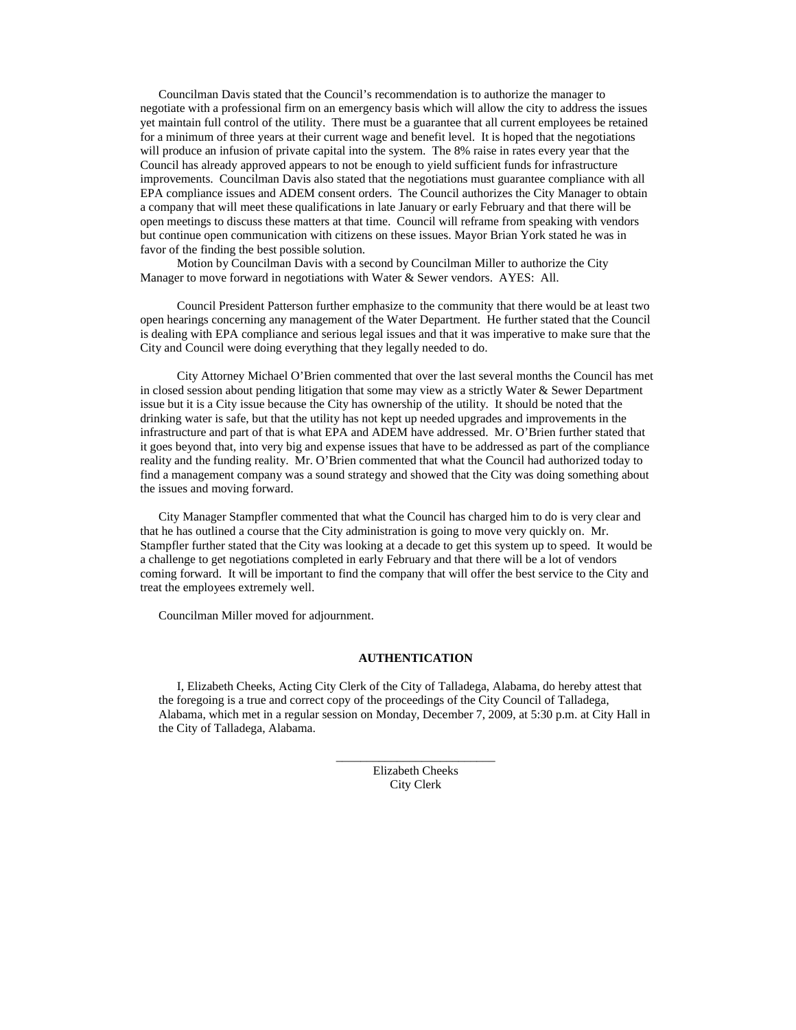Councilman Davis stated that the Council's recommendation is to authorize the manager to negotiate with a professional firm on an emergency basis which will allow the city to address the issues yet maintain full control of the utility. There must be a guarantee that all current employees be retained for a minimum of three years at their current wage and benefit level. It is hoped that the negotiations will produce an infusion of private capital into the system. The 8% raise in rates every year that the Council has already approved appears to not be enough to yield sufficient funds for infrastructure improvements. Councilman Davis also stated that the negotiations must guarantee compliance with all EPA compliance issues and ADEM consent orders. The Council authorizes the City Manager to obtain a company that will meet these qualifications in late January or early February and that there will be open meetings to discuss these matters at that time. Council will reframe from speaking with vendors but continue open communication with citizens on these issues. Mayor Brian York stated he was in favor of the finding the best possible solution.

Motion by Councilman Davis with a second by Councilman Miller to authorize the City Manager to move forward in negotiations with Water & Sewer vendors. AYES: All.

Council President Patterson further emphasize to the community that there would be at least two open hearings concerning any management of the Water Department. He further stated that the Council is dealing with EPA compliance and serious legal issues and that it was imperative to make sure that the City and Council were doing everything that they legally needed to do.

City Attorney Michael O'Brien commented that over the last several months the Council has met in closed session about pending litigation that some may view as a strictly Water & Sewer Department issue but it is a City issue because the City has ownership of the utility. It should be noted that the drinking water is safe, but that the utility has not kept up needed upgrades and improvements in the infrastructure and part of that is what EPA and ADEM have addressed. Mr. O'Brien further stated that it goes beyond that, into very big and expense issues that have to be addressed as part of the compliance reality and the funding reality. Mr. O'Brien commented that what the Council had authorized today to find a management company was a sound strategy and showed that the City was doing something about the issues and moving forward.

City Manager Stampfler commented that what the Council has charged him to do is very clear and that he has outlined a course that the City administration is going to move very quickly on. Mr. Stampfler further stated that the City was looking at a decade to get this system up to speed. It would be a challenge to get negotiations completed in early February and that there will be a lot of vendors coming forward. It will be important to find the company that will offer the best service to the City and treat the employees extremely well.

Councilman Miller moved for adjournment.

**AUTHENTICATION**

I, Elizabeth Cheeks, Acting City Clerk of the City of Talladega, Alabama, do hereby attest that the foregoing is a true and correct copy of the proceedings of the City Council of Talladega, Alabama, which met in a regular session on Monday, December 7, 2009, at 5:30 p.m. at City Hall in the City of Talladega, Alabama.

\_\_\_\_\_\_\_\_\_\_\_\_\_\_\_\_\_\_\_\_\_\_\_\_\_\_

Elizabeth Cheeks
City Clerk